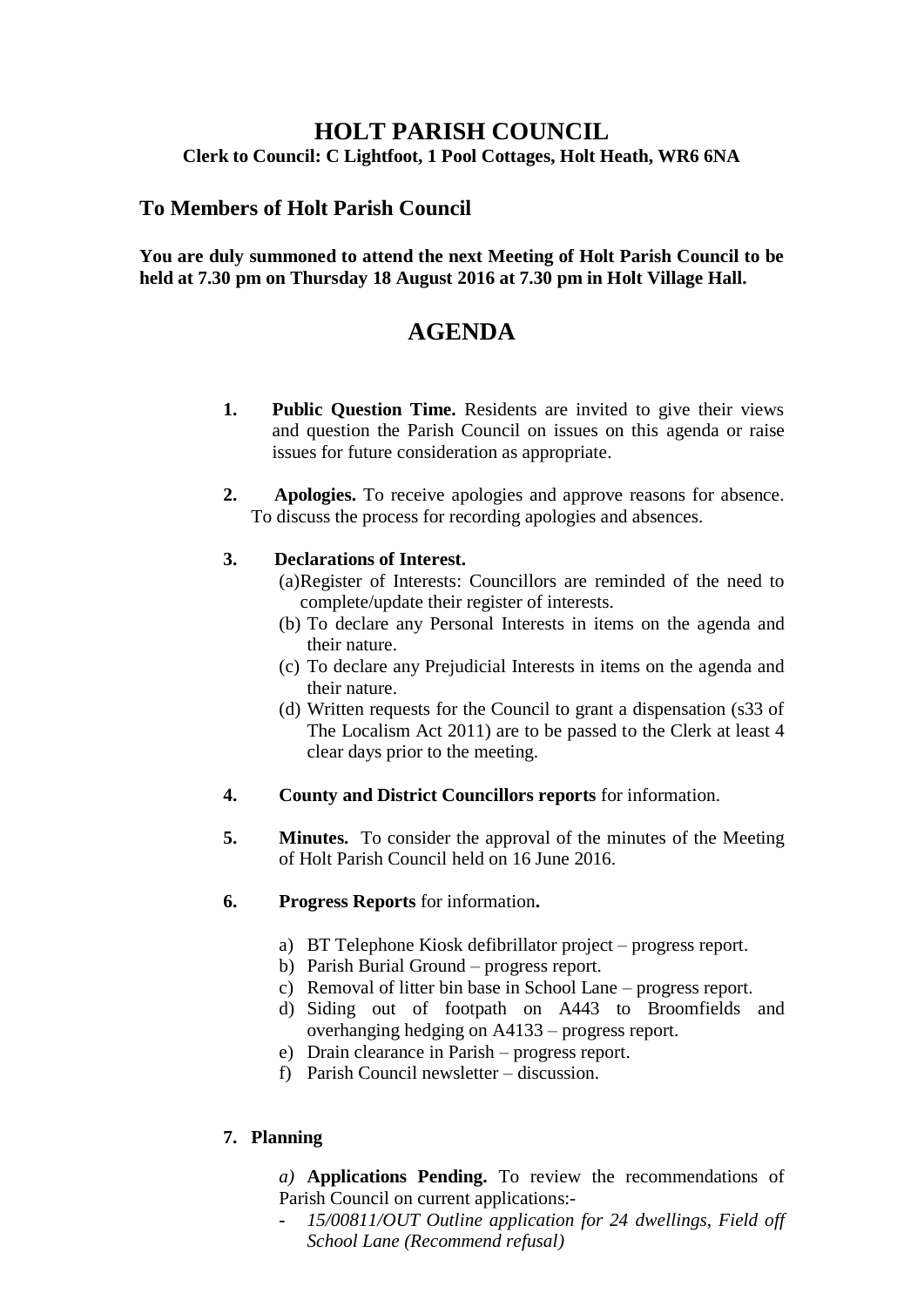# HOLT PARISH COUNCIL

**Clerk to Council: C Lightfoot, 1 Pool Cottages, Holt Heath, WR6 6NA**

## To Members of Holt Parish Council

**You are duly summoned to attend the next Meeting of Holt Parish Council to be held at 7.30 pm on Thursday 18 August 2016 at 7.30 pm in Holt Village Hall.**

# AGENDA

1. **Public Question Time.** Residents are invited to give their views and question the Parish Council on issues on this agenda or raise issues for future consideration as appropriate.

2. **Apologies.** To receive apologies and approve reasons for absence. To discuss the process for recording apologies and absences.

3. **Declarations of Interest.**
   - (a) Register of Interests: Councillors are reminded of the need to complete/update their register of interests.
   - (b) To declare any Personal Interests in items on the agenda and their nature.
   - (c) To declare any Prejudicial Interests in items on the agenda and their nature.
   - (d) Written requests for the Council to grant a dispensation (s33 of The Localism Act 2011) are to be passed to the Clerk at least 4 clear days prior to the meeting.

4. **County and District Councillors reports** for information.

5. **Minutes.** To consider the approval of the minutes of the Meeting of Holt Parish Council held on 16 June 2016.

6. **Progress Reports** for information**.**
   - a) BT Telephone Kiosk defibrillator project – progress report.
   - b) Parish Burial Ground – progress report.
   - c) Removal of litter bin base in School Lane – progress report.
   - d) Siding out of footpath on A443 to Broomfields and overhanging hedging on A4133 – progress report.
   - e) Drain clearance in Parish – progress report.
   - f) Parish Council newsletter – discussion.

7. **Planning**

   *a)* **Applications Pending.** To review the recommendations of Parish Council on current applications:-
   - *15/00811/OUT Outline application for 24 dwellings, Field off School Lane (Recommend refusal)*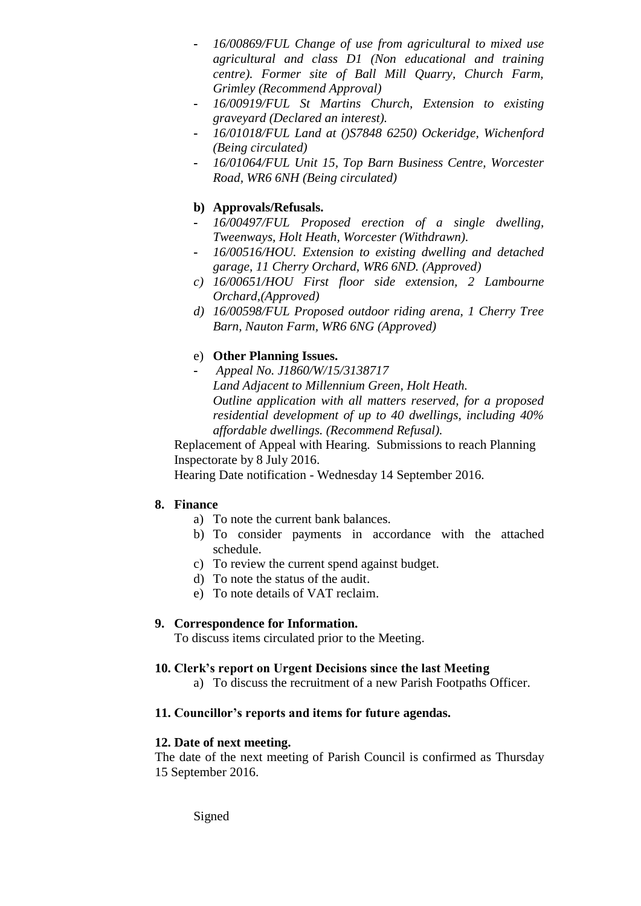- *16/00869/FUL Change of use from agricultural to mixed use agricultural and class D1 (Non educational and training centre). Former site of Ball Mill Quarry, Church Farm, Grimley (Recommend Approval)*
- *16/00919/FUL St Martins Church, Extension to existing graveyard (Declared an interest).*
- *16/01018/FUL Land at ()S7848 6250) Ockeridge, Wichenford (Being circulated)*
- *16/01064/FUL Unit 15, Top Barn Business Centre, Worcester Road, WR6 6NH (Being circulated)*

**b) Approvals/Refusals.**

- *16/00497/FUL Proposed erection of a single dwelling, Tweenways, Holt Heath, Worcester (Withdrawn).*
- *16/00516/HOU. Extension to existing dwelling and detached garage, 11 Cherry Orchard, WR6 6ND. (Approved)*

*c) 16/00651/HOU First floor side extension, 2 Lambourne Orchard,(Approved)*

*d) 16/00598/FUL Proposed outdoor riding arena, 1 Cherry Tree Barn, Nauton Farm, WR6 6NG (Approved)*

e) **Other Planning Issues.**

- *Appeal No. J1860/W/15/3138717*
  *Land Adjacent to Millennium Green, Holt Heath.*
  *Outline application with all matters reserved, for a proposed residential development of up to 40 dwellings, including 40% affordable dwellings. (Recommend Refusal).*

Replacement of Appeal with Hearing. Submissions to reach Planning Inspectorate by 8 July 2016.
Hearing Date notification - Wednesday 14 September 2016.

**8. Finance**

a) To note the current bank balances.
b) To consider payments in accordance with the attached schedule.
c) To review the current spend against budget.
d) To note the status of the audit.
e) To note details of VAT reclaim.

**9. Correspondence for Information.**

To discuss items circulated prior to the Meeting.

**10. Clerk's report on Urgent Decisions since the last Meeting**

a) To discuss the recruitment of a new Parish Footpaths Officer.

**11. Councillor's reports and items for future agendas.**

**12. Date of next meeting.**

The date of the next meeting of Parish Council is confirmed as Thursday 15 September 2016.

Signed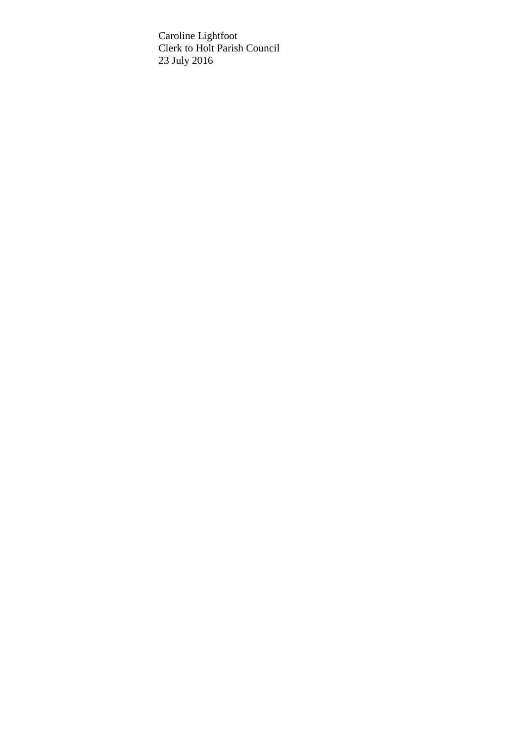Caroline Lightfoot
Clerk to Holt Parish Council
23 July 2016